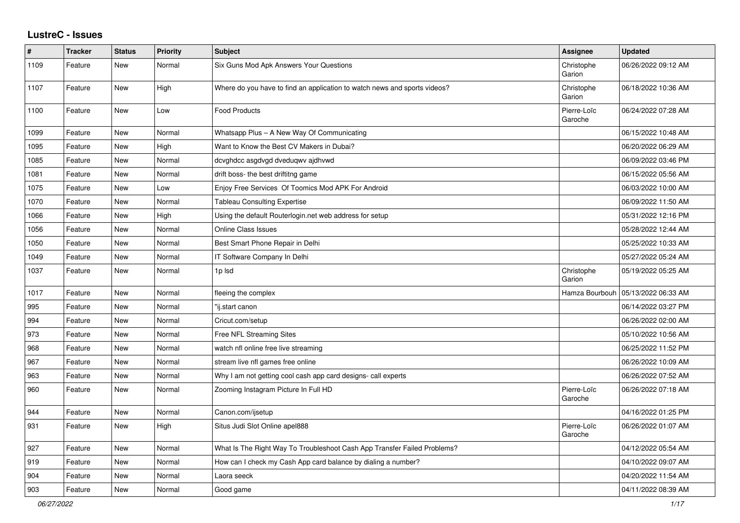# LustreC - Issues

| # | Tracker | Status | Priority | Subject | Assignee | Updated |
| --- | --- | --- | --- | --- | --- | --- |
| 1109 | Feature | New | Normal | Six Guns Mod Apk Answers Your Questions | Christophe Garion | 06/26/2022 09:12 AM |
| 1107 | Feature | New | High | Where do you have to find an application to watch news and sports videos? | Christophe Garion | 06/18/2022 10:36 AM |
| 1100 | Feature | New | Low | Food Products | Pierre-Loïc Garoche | 06/24/2022 07:28 AM |
| 1099 | Feature | New | Normal | Whatsapp Plus – A New Way Of Communicating | | 06/15/2022 10:48 AM |
| 1095 | Feature | New | High | Want to Know the Best CV Makers in Dubai? | | 06/20/2022 06:29 AM |
| 1085 | Feature | New | Normal | dcvghdcc asgdvgd dveduqwv ajdhvwd | | 06/09/2022 03:46 PM |
| 1081 | Feature | New | Normal | drift boss- the best driftitng game | | 06/15/2022 05:56 AM |
| 1075 | Feature | New | Low | Enjoy Free Services Of Toomics Mod APK For Android | | 06/03/2022 10:00 AM |
| 1070 | Feature | New | Normal | Tableau Consulting Expertise | | 06/09/2022 11:50 AM |
| 1066 | Feature | New | High | Using the default Routerlogin.net web address for setup | | 05/31/2022 12:16 PM |
| 1056 | Feature | New | Normal | Online Class Issues | | 05/28/2022 12:44 AM |
| 1050 | Feature | New | Normal | Best Smart Phone Repair in Delhi | | 05/25/2022 10:33 AM |
| 1049 | Feature | New | Normal | IT Software Company In Delhi | | 05/27/2022 05:24 AM |
| 1037 | Feature | New | Normal | 1p lsd | Christophe Garion | 05/19/2022 05:25 AM |
| 1017 | Feature | New | Normal | fleeing the complex | Hamza Bourbouh | 05/13/2022 06:33 AM |
| 995 | Feature | New | Normal | "ij.start canon | | 06/14/2022 03:27 PM |
| 994 | Feature | New | Normal | Cricut.com/setup | | 06/26/2022 02:00 AM |
| 973 | Feature | New | Normal | Free NFL Streaming Sites | | 05/10/2022 10:56 AM |
| 968 | Feature | New | Normal | watch nfl online free live streaming | | 06/25/2022 11:52 PM |
| 967 | Feature | New | Normal | stream live nfl games free online | | 06/26/2022 10:09 AM |
| 963 | Feature | New | Normal | Why I am not getting cool cash app card designs- call experts | | 06/26/2022 07:52 AM |
| 960 | Feature | New | Normal | Zooming Instagram Picture In Full HD | Pierre-Loïc Garoche | 06/26/2022 07:18 AM |
| 944 | Feature | New | Normal | Canon.com/ijsetup | | 04/16/2022 01:25 PM |
| 931 | Feature | New | High | Situs Judi Slot Online apel888 | Pierre-Loïc Garoche | 06/26/2022 01:07 AM |
| 927 | Feature | New | Normal | What Is The Right Way To Troubleshoot Cash App Transfer Failed Problems? | | 04/12/2022 05:54 AM |
| 919 | Feature | New | Normal | How can I check my Cash App card balance by dialing a number? | | 04/10/2022 09:07 AM |
| 904 | Feature | New | Normal | Laora seeck | | 04/20/2022 11:54 AM |
| 903 | Feature | New | Normal | Good game | | 04/11/2022 08:39 AM |

*06/27/2022*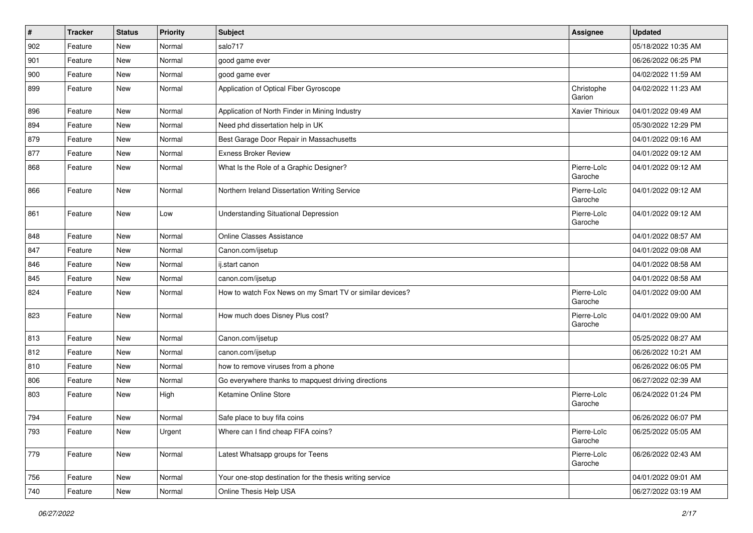| # | Tracker | Status | Priority | Subject | Assignee | Updated |
|---|---|---|---|---|---|---|
| 902 | Feature | New | Normal | salo717 | | 05/18/2022 10:35 AM |
| 901 | Feature | New | Normal | good game ever | | 06/26/2022 06:25 PM |
| 900 | Feature | New | Normal | good game ever | | 04/02/2022 11:59 AM |
| 899 | Feature | New | Normal | Application of Optical Fiber Gyroscope | Christophe Garion | 04/02/2022 11:23 AM |
| 896 | Feature | New | Normal | Application of North Finder in Mining Industry | Xavier Thirioux | 04/01/2022 09:49 AM |
| 894 | Feature | New | Normal | Need phd dissertation help in UK | | 05/30/2022 12:29 PM |
| 879 | Feature | New | Normal | Best Garage Door Repair in Massachusetts | | 04/01/2022 09:16 AM |
| 877 | Feature | New | Normal | Exness Broker Review | | 04/01/2022 09:12 AM |
| 868 | Feature | New | Normal | What Is the Role of a Graphic Designer? | Pierre-Loïc Garoche | 04/01/2022 09:12 AM |
| 866 | Feature | New | Normal | Northern Ireland Dissertation Writing Service | Pierre-Loïc Garoche | 04/01/2022 09:12 AM |
| 861 | Feature | New | Low | Understanding Situational Depression | Pierre-Loïc Garoche | 04/01/2022 09:12 AM |
| 848 | Feature | New | Normal | Online Classes Assistance | | 04/01/2022 08:57 AM |
| 847 | Feature | New | Normal | Canon.com/ijsetup | | 04/01/2022 09:08 AM |
| 846 | Feature | New | Normal | ij.start canon | | 04/01/2022 08:58 AM |
| 845 | Feature | New | Normal | canon.com/ijsetup | | 04/01/2022 08:58 AM |
| 824 | Feature | New | Normal | How to watch Fox News on my Smart TV or similar devices? | Pierre-Loïc Garoche | 04/01/2022 09:00 AM |
| 823 | Feature | New | Normal | How much does Disney Plus cost? | Pierre-Loïc Garoche | 04/01/2022 09:00 AM |
| 813 | Feature | New | Normal | Canon.com/ijsetup | | 05/25/2022 08:27 AM |
| 812 | Feature | New | Normal | canon.com/ijsetup | | 06/26/2022 10:21 AM |
| 810 | Feature | New | Normal | how to remove viruses from a phone | | 06/26/2022 06:05 PM |
| 806 | Feature | New | Normal | Go everywhere thanks to mapquest driving directions | | 06/27/2022 02:39 AM |
| 803 | Feature | New | High | Ketamine Online Store | Pierre-Loïc Garoche | 06/24/2022 01:24 PM |
| 794 | Feature | New | Normal | Safe place to buy fifa coins | | 06/26/2022 06:07 PM |
| 793 | Feature | New | Urgent | Where can I find cheap FIFA coins? | Pierre-Loïc Garoche | 06/25/2022 05:05 AM |
| 779 | Feature | New | Normal | Latest Whatsapp groups for Teens | Pierre-Loïc Garoche | 06/26/2022 02:43 AM |
| 756 | Feature | New | Normal | Your one-stop destination for the thesis writing service | | 04/01/2022 09:01 AM |
| 740 | Feature | New | Normal | Online Thesis Help USA | | 06/27/2022 03:19 AM |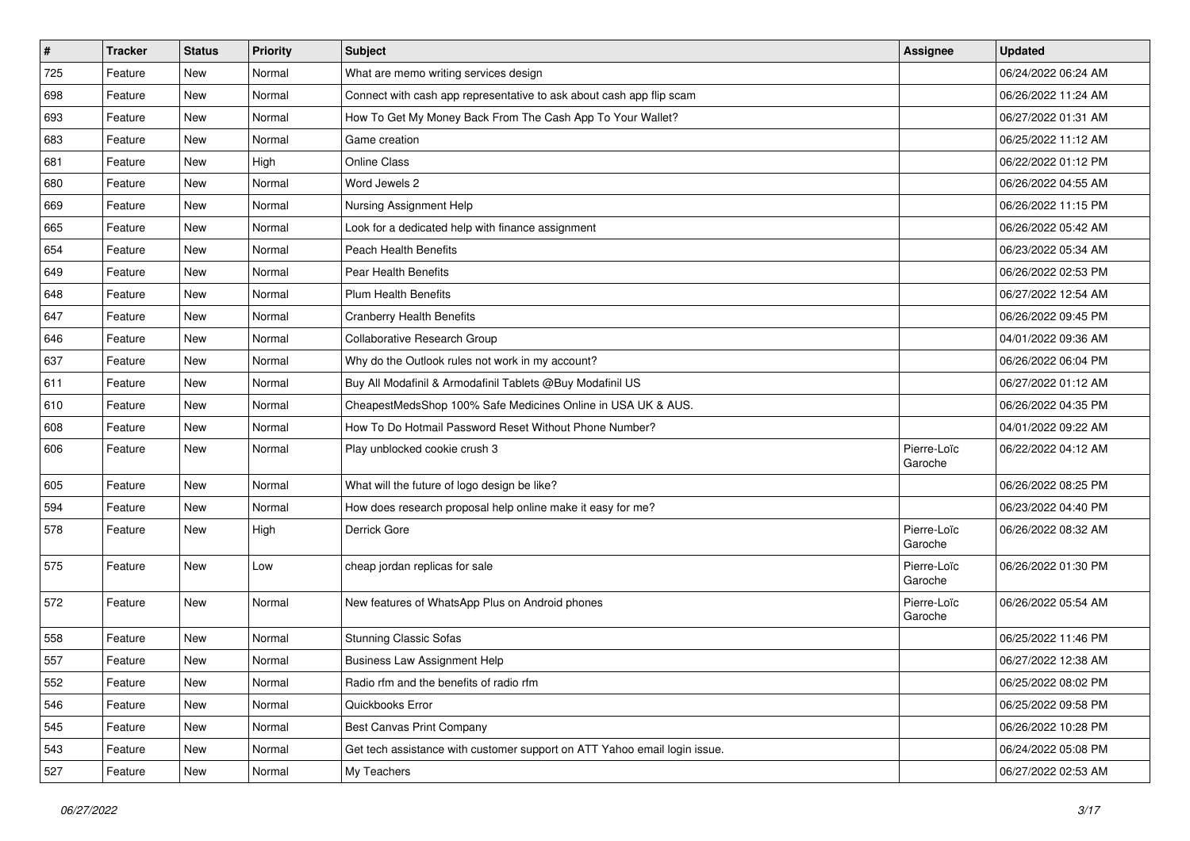| # | Tracker | Status | Priority | Subject | Assignee | Updated |
|---|---|---|---|---|---|---|
| 725 | Feature | New | Normal | What are memo writing services design | | 06/24/2022 06:24 AM |
| 698 | Feature | New | Normal | Connect with cash app representative to ask about cash app flip scam | | 06/26/2022 11:24 AM |
| 693 | Feature | New | Normal | How To Get My Money Back From The Cash App To Your Wallet? | | 06/27/2022 01:31 AM |
| 683 | Feature | New | Normal | Game creation | | 06/25/2022 11:12 AM |
| 681 | Feature | New | High | Online Class | | 06/22/2022 01:12 PM |
| 680 | Feature | New | Normal | Word Jewels 2 | | 06/26/2022 04:55 AM |
| 669 | Feature | New | Normal | Nursing Assignment Help | | 06/26/2022 11:15 PM |
| 665 | Feature | New | Normal | Look for a dedicated help with finance assignment | | 06/26/2022 05:42 AM |
| 654 | Feature | New | Normal | Peach Health Benefits | | 06/23/2022 05:34 AM |
| 649 | Feature | New | Normal | Pear Health Benefits | | 06/26/2022 02:53 PM |
| 648 | Feature | New | Normal | Plum Health Benefits | | 06/27/2022 12:54 AM |
| 647 | Feature | New | Normal | Cranberry Health Benefits | | 06/26/2022 09:45 PM |
| 646 | Feature | New | Normal | Collaborative Research Group | | 04/01/2022 09:36 AM |
| 637 | Feature | New | Normal | Why do the Outlook rules not work in my account? | | 06/26/2022 06:04 PM |
| 611 | Feature | New | Normal | Buy All Modafinil & Armodafinil Tablets @Buy Modafinil US | | 06/27/2022 01:12 AM |
| 610 | Feature | New | Normal | CheapestMedsShop 100% Safe Medicines Online in USA UK & AUS. | | 06/26/2022 04:35 PM |
| 608 | Feature | New | Normal | How To Do Hotmail Password Reset Without Phone Number? | | 04/01/2022 09:22 AM |
| 606 | Feature | New | Normal | Play unblocked cookie crush 3 | Pierre-Loïc Garoche | 06/22/2022 04:12 AM |
| 605 | Feature | New | Normal | What will the future of logo design be like? | | 06/26/2022 08:25 PM |
| 594 | Feature | New | Normal | How does research proposal help online make it easy for me? | | 06/23/2022 04:40 PM |
| 578 | Feature | New | High | Derrick Gore | Pierre-Loïc Garoche | 06/26/2022 08:32 AM |
| 575 | Feature | New | Low | cheap jordan replicas for sale | Pierre-Loïc Garoche | 06/26/2022 01:30 PM |
| 572 | Feature | New | Normal | New features of WhatsApp Plus on Android phones | Pierre-Loïc Garoche | 06/26/2022 05:54 AM |
| 558 | Feature | New | Normal | Stunning Classic Sofas | | 06/25/2022 11:46 PM |
| 557 | Feature | New | Normal | Business Law Assignment Help | | 06/27/2022 12:38 AM |
| 552 | Feature | New | Normal | Radio rfm and the benefits of radio rfm | | 06/25/2022 08:02 PM |
| 546 | Feature | New | Normal | Quickbooks Error | | 06/25/2022 09:58 PM |
| 545 | Feature | New | Normal | Best Canvas Print Company | | 06/26/2022 10:28 PM |
| 543 | Feature | New | Normal | Get tech assistance with customer support on ATT Yahoo email login issue. | | 06/24/2022 05:08 PM |
| 527 | Feature | New | Normal | My Teachers | | 06/27/2022 02:53 AM |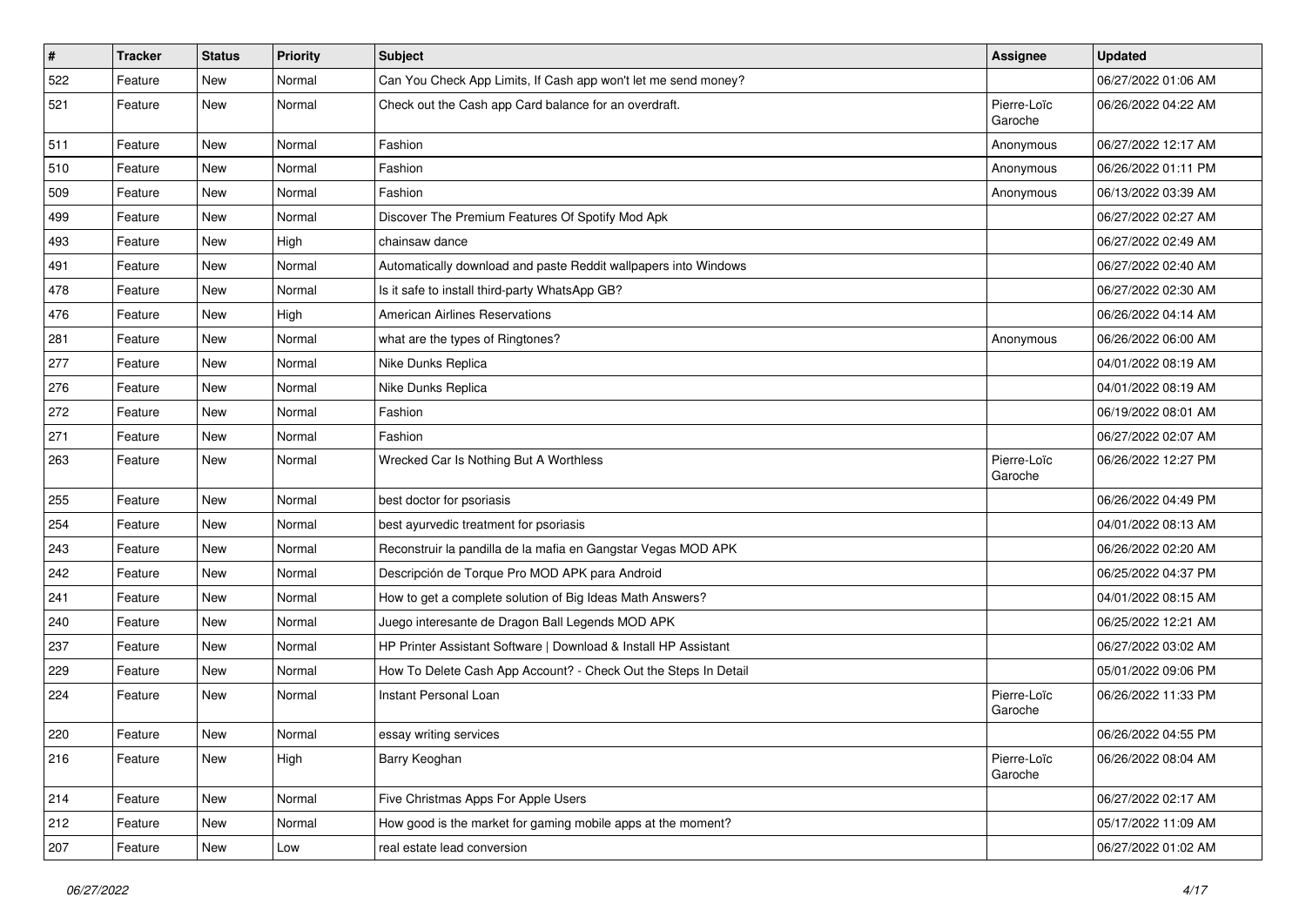| # | Tracker | Status | Priority | Subject | Assignee | Updated |
|---|---|---|---|---|---|---|
| 522 | Feature | New | Normal | Can You Check App Limits, If Cash app won't let me send money? | | 06/27/2022 01:06 AM |
| 521 | Feature | New | Normal | Check out the Cash app Card balance for an overdraft. | Pierre-Loïc Garoche | 06/26/2022 04:22 AM |
| 511 | Feature | New | Normal | Fashion | Anonymous | 06/27/2022 12:17 AM |
| 510 | Feature | New | Normal | Fashion | Anonymous | 06/26/2022 01:11 PM |
| 509 | Feature | New | Normal | Fashion | Anonymous | 06/13/2022 03:39 AM |
| 499 | Feature | New | Normal | Discover The Premium Features Of Spotify Mod Apk | | 06/27/2022 02:27 AM |
| 493 | Feature | New | High | chainsaw dance | | 06/27/2022 02:49 AM |
| 491 | Feature | New | Normal | Automatically download and paste Reddit wallpapers into Windows | | 06/27/2022 02:40 AM |
| 478 | Feature | New | Normal | Is it safe to install third-party WhatsApp GB? | | 06/27/2022 02:30 AM |
| 476 | Feature | New | High | American Airlines Reservations | | 06/26/2022 04:14 AM |
| 281 | Feature | New | Normal | what are the types of Ringtones? | Anonymous | 06/26/2022 06:00 AM |
| 277 | Feature | New | Normal | Nike Dunks Replica | | 04/01/2022 08:19 AM |
| 276 | Feature | New | Normal | Nike Dunks Replica | | 04/01/2022 08:19 AM |
| 272 | Feature | New | Normal | Fashion | | 06/19/2022 08:01 AM |
| 271 | Feature | New | Normal | Fashion | | 06/27/2022 02:07 AM |
| 263 | Feature | New | Normal | Wrecked Car Is Nothing But A Worthless | Pierre-Loïc Garoche | 06/26/2022 12:27 PM |
| 255 | Feature | New | Normal | best doctor for psoriasis | | 06/26/2022 04:49 PM |
| 254 | Feature | New | Normal | best ayurvedic treatment for psoriasis | | 04/01/2022 08:13 AM |
| 243 | Feature | New | Normal | Reconstruir la pandilla de la mafia en Gangstar Vegas MOD APK | | 06/26/2022 02:20 AM |
| 242 | Feature | New | Normal | Descripción de Torque Pro MOD APK para Android | | 06/25/2022 04:37 PM |
| 241 | Feature | New | Normal | How to get a complete solution of Big Ideas Math Answers? | | 04/01/2022 08:15 AM |
| 240 | Feature | New | Normal | Juego interesante de Dragon Ball Legends MOD APK | | 06/25/2022 12:21 AM |
| 237 | Feature | New | Normal | HP Printer Assistant Software \| Download & Install HP Assistant | | 06/27/2022 03:02 AM |
| 229 | Feature | New | Normal | How To Delete Cash App Account? - Check Out the Steps In Detail | | 05/01/2022 09:06 PM |
| 224 | Feature | New | Normal | Instant Personal Loan | Pierre-Loïc Garoche | 06/26/2022 11:33 PM |
| 220 | Feature | New | Normal | essay writing services | | 06/26/2022 04:55 PM |
| 216 | Feature | New | High | Barry Keoghan | Pierre-Loïc Garoche | 06/26/2022 08:04 AM |
| 214 | Feature | New | Normal | Five Christmas Apps For Apple Users | | 06/27/2022 02:17 AM |
| 212 | Feature | New | Normal | How good is the market for gaming mobile apps at the moment? | | 05/17/2022 11:09 AM |
| 207 | Feature | New | Low | real estate lead conversion | | 06/27/2022 01:02 AM |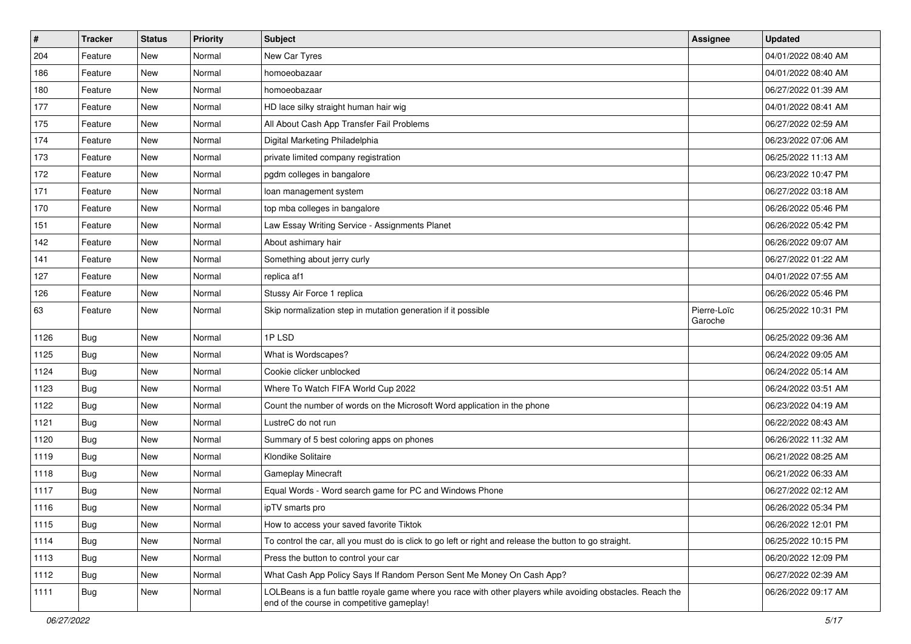| # | Tracker | Status | Priority | Subject | Assignee | Updated |
|---|---|---|---|---|---|---|
| 204 | Feature | New | Normal | New Car Tyres | | 04/01/2022 08:40 AM |
| 186 | Feature | New | Normal | homoeobazaar | | 04/01/2022 08:40 AM |
| 180 | Feature | New | Normal | homoeobazaar | | 06/27/2022 01:39 AM |
| 177 | Feature | New | Normal | HD lace silky straight human hair wig | | 04/01/2022 08:41 AM |
| 175 | Feature | New | Normal | All About Cash App Transfer Fail Problems | | 06/27/2022 02:59 AM |
| 174 | Feature | New | Normal | Digital Marketing Philadelphia | | 06/23/2022 07:06 AM |
| 173 | Feature | New | Normal | private limited company registration | | 06/25/2022 11:13 AM |
| 172 | Feature | New | Normal | pgdm colleges in bangalore | | 06/23/2022 10:47 PM |
| 171 | Feature | New | Normal | loan management system | | 06/27/2022 03:18 AM |
| 170 | Feature | New | Normal | top mba colleges in bangalore | | 06/26/2022 05:46 PM |
| 151 | Feature | New | Normal | Law Essay Writing Service - Assignments Planet | | 06/26/2022 05:42 PM |
| 142 | Feature | New | Normal | About ashimary hair | | 06/26/2022 09:07 AM |
| 141 | Feature | New | Normal | Something about jerry curly | | 06/27/2022 01:22 AM |
| 127 | Feature | New | Normal | replica af1 | | 04/01/2022 07:55 AM |
| 126 | Feature | New | Normal | Stussy Air Force 1 replica | | 06/26/2022 05:46 PM |
| 63 | Feature | New | Normal | Skip normalization step in mutation generation if it possible | Pierre-Loïc Garoche | 06/25/2022 10:31 PM |
| 1126 | Bug | New | Normal | 1P LSD | | 06/25/2022 09:36 AM |
| 1125 | Bug | New | Normal | What is Wordscapes? | | 06/24/2022 09:05 AM |
| 1124 | Bug | New | Normal | Cookie clicker unblocked | | 06/24/2022 05:14 AM |
| 1123 | Bug | New | Normal | Where To Watch FIFA World Cup 2022 | | 06/24/2022 03:51 AM |
| 1122 | Bug | New | Normal | Count the number of words on the Microsoft Word application in the phone | | 06/23/2022 04:19 AM |
| 1121 | Bug | New | Normal | LustreC do not run | | 06/22/2022 08:43 AM |
| 1120 | Bug | New | Normal | Summary of 5 best coloring apps on phones | | 06/26/2022 11:32 AM |
| 1119 | Bug | New | Normal | Klondike Solitaire | | 06/21/2022 08:25 AM |
| 1118 | Bug | New | Normal | Gameplay Minecraft | | 06/21/2022 06:33 AM |
| 1117 | Bug | New | Normal | Equal Words - Word search game for PC and Windows Phone | | 06/27/2022 02:12 AM |
| 1116 | Bug | New | Normal | ipTV smarts pro | | 06/26/2022 05:34 PM |
| 1115 | Bug | New | Normal | How to access your saved favorite Tiktok | | 06/26/2022 12:01 PM |
| 1114 | Bug | New | Normal | To control the car, all you must do is click to go left or right and release the button to go straight. | | 06/25/2022 10:15 PM |
| 1113 | Bug | New | Normal | Press the button to control your car | | 06/20/2022 12:09 PM |
| 1112 | Bug | New | Normal | What Cash App Policy Says If Random Person Sent Me Money On Cash App? | | 06/27/2022 02:39 AM |
| 1111 | Bug | New | Normal | LOLBeans is a fun battle royale game where you race with other players while avoiding obstacles. Reach the end of the course in competitive gameplay! | | 06/26/2022 09:17 AM |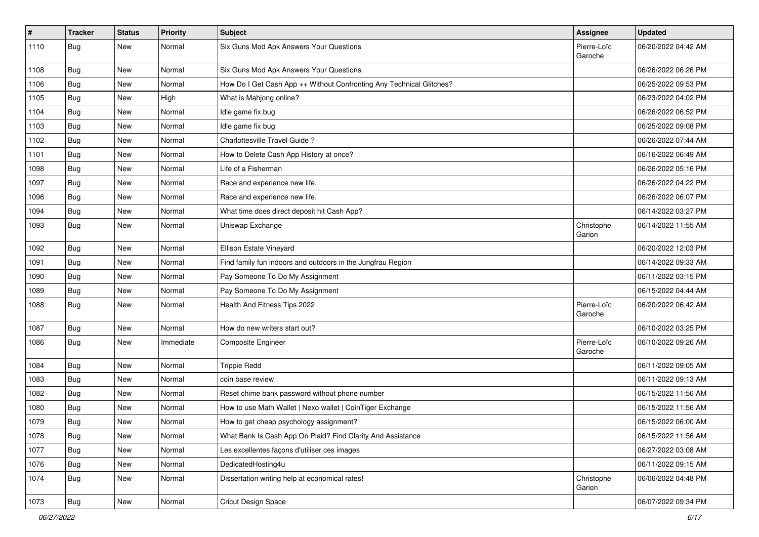| # | Tracker | Status | Priority | Subject | Assignee | Updated |
|---|---|---|---|---|---|---|
| 1110 | Bug | New | Normal | Six Guns Mod Apk Answers Your Questions | Pierre-Loïc Garoche | 06/20/2022 04:42 AM |
| 1108 | Bug | New | Normal | Six Guns Mod Apk Answers Your Questions | | 06/26/2022 06:26 PM |
| 1106 | Bug | New | Normal | How Do I Get Cash App ++ Without Confronting Any Technical Glitches? | | 06/25/2022 09:53 PM |
| 1105 | Bug | New | High | What is Mahjong online? | | 06/23/2022 04:02 PM |
| 1104 | Bug | New | Normal | Idle game fix bug | | 06/26/2022 06:52 PM |
| 1103 | Bug | New | Normal | Idle game fix bug | | 06/25/2022 09:08 PM |
| 1102 | Bug | New | Normal | Charlottesville Travel Guide ? | | 06/26/2022 07:44 AM |
| 1101 | Bug | New | Normal | How to Delete Cash App History at once? | | 06/16/2022 06:49 AM |
| 1098 | Bug | New | Normal | Life of a Fisherman | | 06/26/2022 05:16 PM |
| 1097 | Bug | New | Normal | Race and experience new life. | | 06/26/2022 04:22 PM |
| 1096 | Bug | New | Normal | Race and experience new life. | | 06/26/2022 06:07 PM |
| 1094 | Bug | New | Normal | What time does direct deposit hit Cash App? | | 06/14/2022 03:27 PM |
| 1093 | Bug | New | Normal | Uniswap Exchange | Christophe Garion | 06/14/2022 11:55 AM |
| 1092 | Bug | New | Normal | Ellison Estate Vineyard | | 06/20/2022 12:03 PM |
| 1091 | Bug | New | Normal | Find family fun indoors and outdoors in the Jungfrau Region | | 06/14/2022 09:33 AM |
| 1090 | Bug | New | Normal | Pay Someone To Do My Assignment | | 06/11/2022 03:15 PM |
| 1089 | Bug | New | Normal | Pay Someone To Do My Assignment | | 06/15/2022 04:44 AM |
| 1088 | Bug | New | Normal | Health And Fitness Tips 2022 | Pierre-Loïc Garoche | 06/20/2022 06:42 AM |
| 1087 | Bug | New | Normal | How do new writers start out? | | 06/10/2022 03:25 PM |
| 1086 | Bug | New | Immediate | Composite Engineer | Pierre-Loïc Garoche | 06/10/2022 09:26 AM |
| 1084 | Bug | New | Normal | Trippie Redd | | 06/11/2022 09:05 AM |
| 1083 | Bug | New | Normal | coin base review | | 06/11/2022 09:13 AM |
| 1082 | Bug | New | Normal | Reset chime bank password without phone number | | 06/15/2022 11:56 AM |
| 1080 | Bug | New | Normal | How to use Math Wallet \| Nexo wallet \| CoinTiger Exchange | | 06/15/2022 11:56 AM |
| 1079 | Bug | New | Normal | How to get cheap psychology assignment? | | 06/15/2022 06:00 AM |
| 1078 | Bug | New | Normal | What Bank Is Cash App On Plaid? Find Clarity And Assistance | | 06/15/2022 11:56 AM |
| 1077 | Bug | New | Normal | Les excellentes façons d'utiliser ces images | | 06/27/2022 03:08 AM |
| 1076 | Bug | New | Normal | DedicatedHosting4u | | 06/11/2022 09:15 AM |
| 1074 | Bug | New | Normal | Dissertation writing help at economical rates! | Christophe Garion | 06/06/2022 04:48 PM |
| 1073 | Bug | New | Normal | Cricut Design Space | | 06/07/2022 09:34 PM |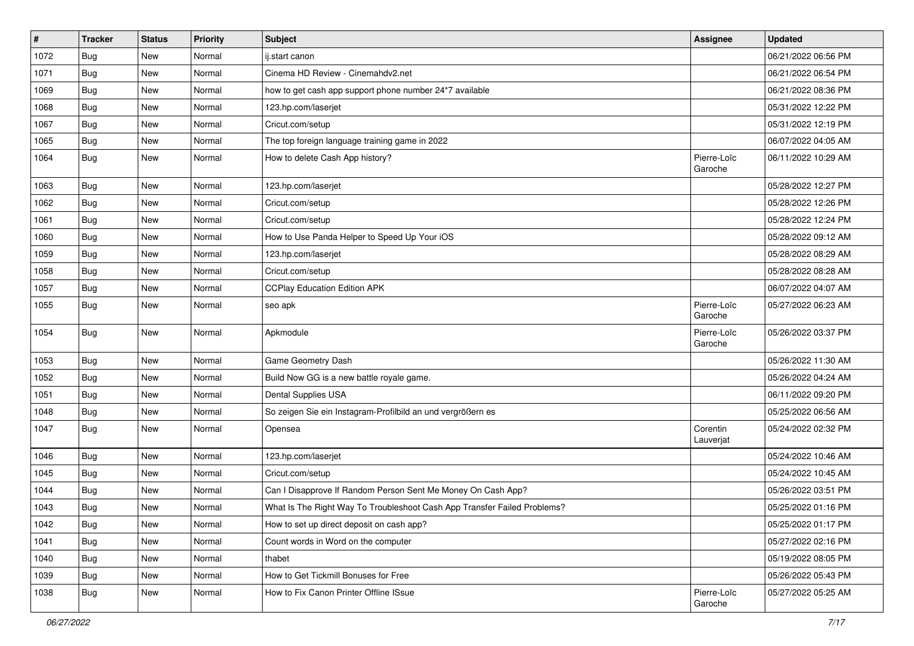| # | Tracker | Status | Priority | Subject | Assignee | Updated |
| --- | --- | --- | --- | --- | --- | --- |
| 1072 | Bug | New | Normal | ij.start canon | | 06/21/2022 06:56 PM |
| 1071 | Bug | New | Normal | Cinema HD Review - Cinemahdv2.net | | 06/21/2022 06:54 PM |
| 1069 | Bug | New | Normal | how to get cash app support phone number 24*7 available | | 06/21/2022 08:36 PM |
| 1068 | Bug | New | Normal | 123.hp.com/laserjet | | 05/31/2022 12:22 PM |
| 1067 | Bug | New | Normal | Cricut.com/setup | | 05/31/2022 12:19 PM |
| 1065 | Bug | New | Normal | The top foreign language training game in 2022 | | 06/07/2022 04:05 AM |
| 1064 | Bug | New | Normal | How to delete Cash App history? | Pierre-Loïc Garoche | 06/11/2022 10:29 AM |
| 1063 | Bug | New | Normal | 123.hp.com/laserjet | | 05/28/2022 12:27 PM |
| 1062 | Bug | New | Normal | Cricut.com/setup | | 05/28/2022 12:26 PM |
| 1061 | Bug | New | Normal | Cricut.com/setup | | 05/28/2022 12:24 PM |
| 1060 | Bug | New | Normal | How to Use Panda Helper to Speed Up Your iOS | | 05/28/2022 09:12 AM |
| 1059 | Bug | New | Normal | 123.hp.com/laserjet | | 05/28/2022 08:29 AM |
| 1058 | Bug | New | Normal | Cricut.com/setup | | 05/28/2022 08:28 AM |
| 1057 | Bug | New | Normal | CCPlay Education Edition APK | | 06/07/2022 04:07 AM |
| 1055 | Bug | New | Normal | seo apk | Pierre-Loïc Garoche | 05/27/2022 06:23 AM |
| 1054 | Bug | New | Normal | Apkmodule | Pierre-Loïc Garoche | 05/26/2022 03:37 PM |
| 1053 | Bug | New | Normal | Game Geometry Dash | | 05/26/2022 11:30 AM |
| 1052 | Bug | New | Normal | Build Now GG is a new battle royale game. | | 05/26/2022 04:24 AM |
| 1051 | Bug | New | Normal | Dental Supplies USA | | 06/11/2022 09:20 PM |
| 1048 | Bug | New | Normal | So zeigen Sie ein Instagram-Profilbild an und vergrößern es | | 05/25/2022 06:56 AM |
| 1047 | Bug | New | Normal | Opensea | Corentin Lauverjat | 05/24/2022 02:32 PM |
| 1046 | Bug | New | Normal | 123.hp.com/laserjet | | 05/24/2022 10:46 AM |
| 1045 | Bug | New | Normal | Cricut.com/setup | | 05/24/2022 10:45 AM |
| 1044 | Bug | New | Normal | Can I Disapprove If Random Person Sent Me Money On Cash App? | | 05/26/2022 03:51 PM |
| 1043 | Bug | New | Normal | What Is The Right Way To Troubleshoot Cash App Transfer Failed Problems? | | 05/25/2022 01:16 PM |
| 1042 | Bug | New | Normal | How to set up direct deposit on cash app? | | 05/25/2022 01:17 PM |
| 1041 | Bug | New | Normal | Count words in Word on the computer | | 05/27/2022 02:16 PM |
| 1040 | Bug | New | Normal | thabet | | 05/19/2022 08:05 PM |
| 1039 | Bug | New | Normal | How to Get Tickmill Bonuses for Free | | 05/26/2022 05:43 PM |
| 1038 | Bug | New | Normal | How to Fix Canon Printer Offline ISsue | Pierre-Loïc Garoche | 05/27/2022 05:25 AM |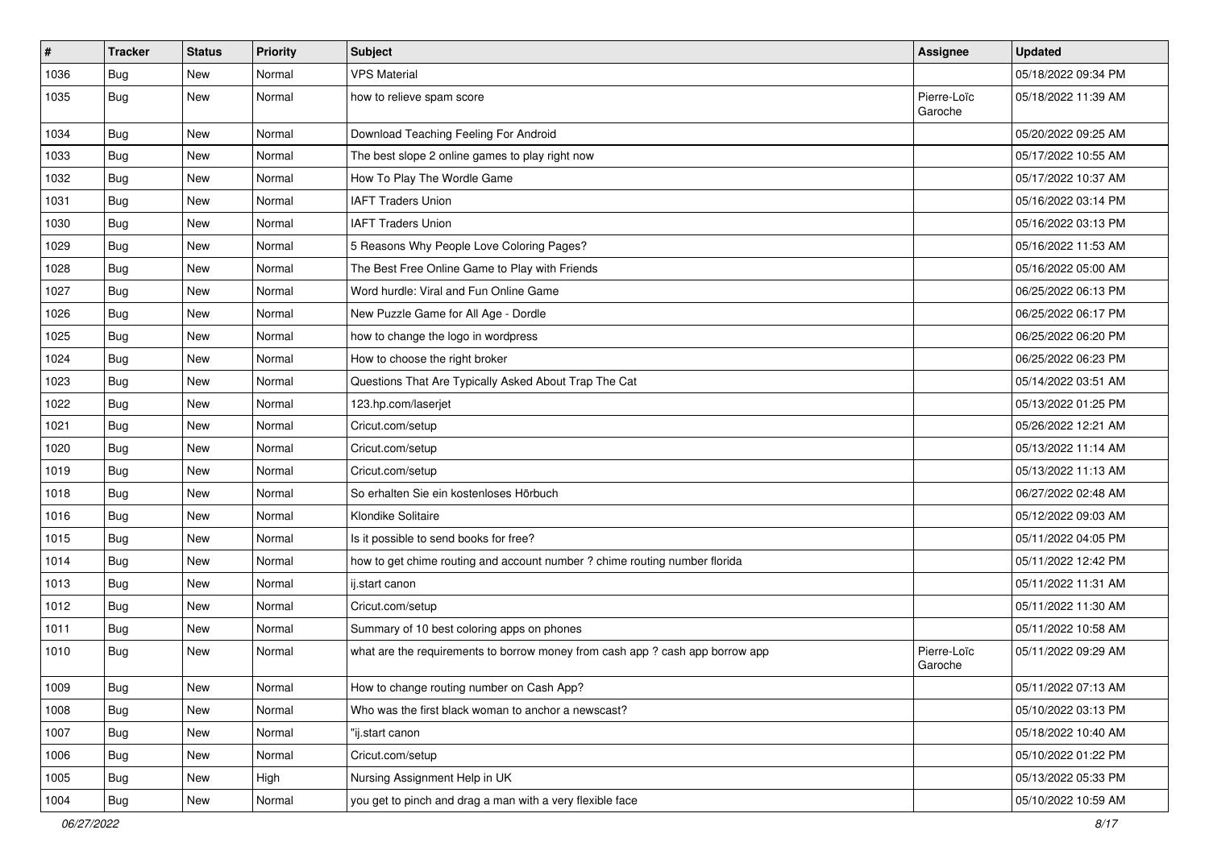| # | Tracker | Status | Priority | Subject | Assignee | Updated |
| --- | --- | --- | --- | --- | --- | --- |
| 1036 | Bug | New | Normal | VPS Material | | 05/18/2022 09:34 PM |
| 1035 | Bug | New | Normal | how to relieve spam score | Pierre-Loïc Garoche | 05/18/2022 11:39 AM |
| 1034 | Bug | New | Normal | Download Teaching Feeling For Android | | 05/20/2022 09:25 AM |
| 1033 | Bug | New | Normal | The best slope 2 online games to play right now | | 05/17/2022 10:55 AM |
| 1032 | Bug | New | Normal | How To Play The Wordle Game | | 05/17/2022 10:37 AM |
| 1031 | Bug | New | Normal | IAFT Traders Union | | 05/16/2022 03:14 PM |
| 1030 | Bug | New | Normal | IAFT Traders Union | | 05/16/2022 03:13 PM |
| 1029 | Bug | New | Normal | 5 Reasons Why People Love Coloring Pages? | | 05/16/2022 11:53 AM |
| 1028 | Bug | New | Normal | The Best Free Online Game to Play with Friends | | 05/16/2022 05:00 AM |
| 1027 | Bug | New | Normal | Word hurdle: Viral and Fun Online Game | | 06/25/2022 06:13 PM |
| 1026 | Bug | New | Normal | New Puzzle Game for All Age - Dordle | | 06/25/2022 06:17 PM |
| 1025 | Bug | New | Normal | how to change the logo in wordpress | | 06/25/2022 06:20 PM |
| 1024 | Bug | New | Normal | How to choose the right broker | | 06/25/2022 06:23 PM |
| 1023 | Bug | New | Normal | Questions That Are Typically Asked About Trap The Cat | | 05/14/2022 03:51 AM |
| 1022 | Bug | New | Normal | 123.hp.com/laserjet | | 05/13/2022 01:25 PM |
| 1021 | Bug | New | Normal | Cricut.com/setup | | 05/26/2022 12:21 AM |
| 1020 | Bug | New | Normal | Cricut.com/setup | | 05/13/2022 11:14 AM |
| 1019 | Bug | New | Normal | Cricut.com/setup | | 05/13/2022 11:13 AM |
| 1018 | Bug | New | Normal | So erhalten Sie ein kostenloses Hörbuch | | 06/27/2022 02:48 AM |
| 1016 | Bug | New | Normal | Klondike Solitaire | | 05/12/2022 09:03 AM |
| 1015 | Bug | New | Normal | Is it possible to send books for free? | | 05/11/2022 04:05 PM |
| 1014 | Bug | New | Normal | how to get chime routing and account number ? chime routing number florida | | 05/11/2022 12:42 PM |
| 1013 | Bug | New | Normal | ij.start canon | | 05/11/2022 11:31 AM |
| 1012 | Bug | New | Normal | Cricut.com/setup | | 05/11/2022 11:30 AM |
| 1011 | Bug | New | Normal | Summary of 10 best coloring apps on phones | | 05/11/2022 10:58 AM |
| 1010 | Bug | New | Normal | what are the requirements to borrow money from cash app ? cash app borrow app | Pierre-Loïc Garoche | 05/11/2022 09:29 AM |
| 1009 | Bug | New | Normal | How to change routing number on Cash App? | | 05/11/2022 07:13 AM |
| 1008 | Bug | New | Normal | Who was the first black woman to anchor a newscast? | | 05/10/2022 03:13 PM |
| 1007 | Bug | New | Normal | "ij.start canon | | 05/18/2022 10:40 AM |
| 1006 | Bug | New | Normal | Cricut.com/setup | | 05/10/2022 01:22 PM |
| 1005 | Bug | New | High | Nursing Assignment Help in UK | | 05/13/2022 05:33 PM |
| 1004 | Bug | New | Normal | you get to pinch and drag a man with a very flexible face | | 05/10/2022 10:59 AM |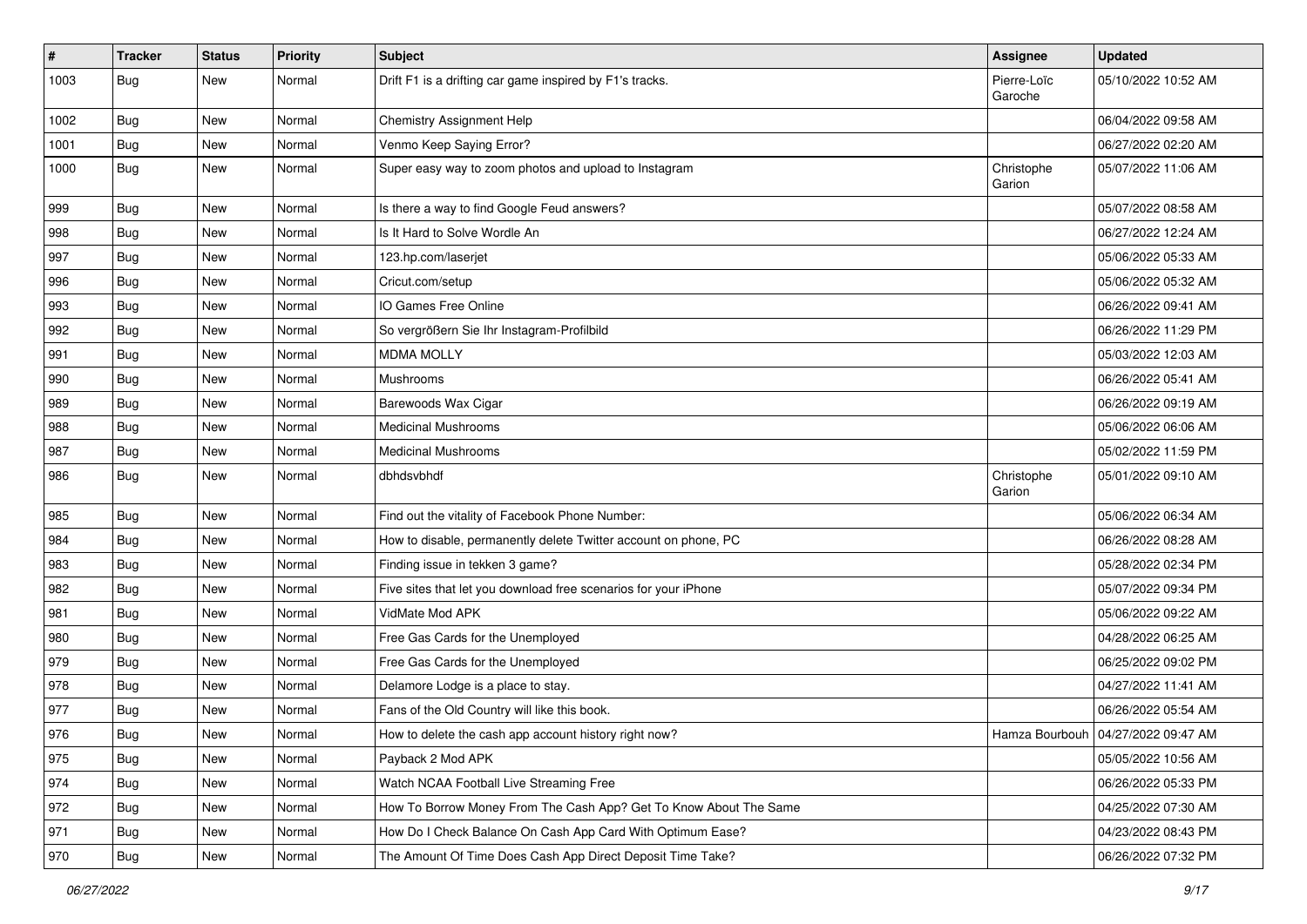| # | Tracker | Status | Priority | Subject | Assignee | Updated |
|---|---|---|---|---|---|---|
| 1003 | Bug | New | Normal | Drift F1 is a drifting car game inspired by F1's tracks. | Pierre-Loïc Garoche | 05/10/2022 10:52 AM |
| 1002 | Bug | New | Normal | Chemistry Assignment Help | | 06/04/2022 09:58 AM |
| 1001 | Bug | New | Normal | Venmo Keep Saying Error? | | 06/27/2022 02:20 AM |
| 1000 | Bug | New | Normal | Super easy way to zoom photos and upload to Instagram | Christophe Garion | 05/07/2022 11:06 AM |
| 999 | Bug | New | Normal | Is there a way to find Google Feud answers? | | 05/07/2022 08:58 AM |
| 998 | Bug | New | Normal | Is It Hard to Solve Wordle An | | 06/27/2022 12:24 AM |
| 997 | Bug | New | Normal | 123.hp.com/laserjet | | 05/06/2022 05:33 AM |
| 996 | Bug | New | Normal | Cricut.com/setup | | 05/06/2022 05:32 AM |
| 993 | Bug | New | Normal | IO Games Free Online | | 06/26/2022 09:41 AM |
| 992 | Bug | New | Normal | So vergrößern Sie Ihr Instagram-Profilbild | | 06/26/2022 11:29 PM |
| 991 | Bug | New | Normal | MDMA MOLLY | | 05/03/2022 12:03 AM |
| 990 | Bug | New | Normal | Mushrooms | | 06/26/2022 05:41 AM |
| 989 | Bug | New | Normal | Barewoods Wax Cigar | | 06/26/2022 09:19 AM |
| 988 | Bug | New | Normal | Medicinal Mushrooms | | 05/06/2022 06:06 AM |
| 987 | Bug | New | Normal | Medicinal Mushrooms | | 05/02/2022 11:59 PM |
| 986 | Bug | New | Normal | dbhdsvbhdf | Christophe Garion | 05/01/2022 09:10 AM |
| 985 | Bug | New | Normal | Find out the vitality of Facebook Phone Number: | | 05/06/2022 06:34 AM |
| 984 | Bug | New | Normal | How to disable, permanently delete Twitter account on phone, PC | | 06/26/2022 08:28 AM |
| 983 | Bug | New | Normal | Finding issue in tekken 3 game? | | 05/28/2022 02:34 PM |
| 982 | Bug | New | Normal | Five sites that let you download free scenarios for your iPhone | | 05/07/2022 09:34 PM |
| 981 | Bug | New | Normal | VidMate Mod APK | | 05/06/2022 09:22 AM |
| 980 | Bug | New | Normal | Free Gas Cards for the Unemployed | | 04/28/2022 06:25 AM |
| 979 | Bug | New | Normal | Free Gas Cards for the Unemployed | | 06/25/2022 09:02 PM |
| 978 | Bug | New | Normal | Delamore Lodge is a place to stay. | | 04/27/2022 11:41 AM |
| 977 | Bug | New | Normal | Fans of the Old Country will like this book. | | 06/26/2022 05:54 AM |
| 976 | Bug | New | Normal | How to delete the cash app account history right now? | Hamza Bourbouh | 04/27/2022 09:47 AM |
| 975 | Bug | New | Normal | Payback 2 Mod APK | | 05/05/2022 10:56 AM |
| 974 | Bug | New | Normal | Watch NCAA Football Live Streaming Free | | 06/26/2022 05:33 PM |
| 972 | Bug | New | Normal | How To Borrow Money From The Cash App? Get To Know About The Same | | 04/25/2022 07:30 AM |
| 971 | Bug | New | Normal | How Do I Check Balance On Cash App Card With Optimum Ease? | | 04/23/2022 08:43 PM |
| 970 | Bug | New | Normal | The Amount Of Time Does Cash App Direct Deposit Time Take? | | 06/26/2022 07:32 PM |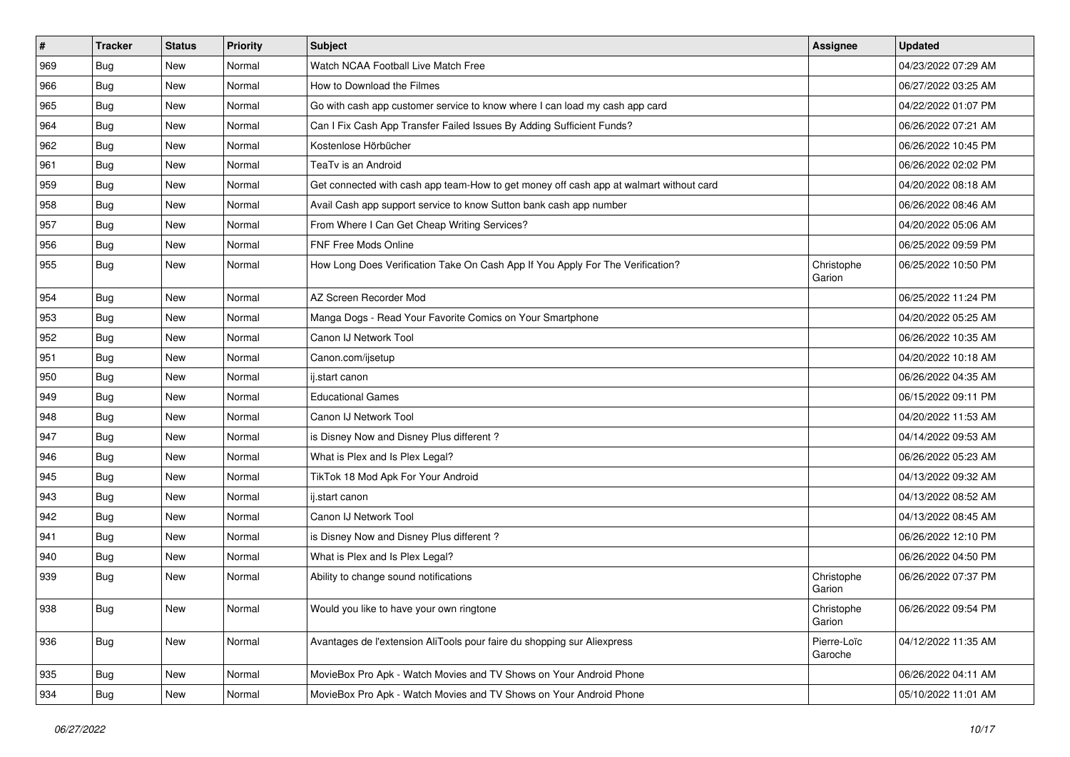| # | Tracker | Status | Priority | Subject | Assignee | Updated |
|---|---|---|---|---|---|---|
| 969 | Bug | New | Normal | Watch NCAA Football Live Match Free | | 04/23/2022 07:29 AM |
| 966 | Bug | New | Normal | How to Download the Filmes | | 06/27/2022 03:25 AM |
| 965 | Bug | New | Normal | Go with cash app customer service to know where I can load my cash app card | | 04/22/2022 01:07 PM |
| 964 | Bug | New | Normal | Can I Fix Cash App Transfer Failed Issues By Adding Sufficient Funds? | | 06/26/2022 07:21 AM |
| 962 | Bug | New | Normal | Kostenlose Hörbücher | | 06/26/2022 10:45 PM |
| 961 | Bug | New | Normal | TeaTv is an Android | | 06/26/2022 02:02 PM |
| 959 | Bug | New | Normal | Get connected with cash app team-How to get money off cash app at walmart without card | | 04/20/2022 08:18 AM |
| 958 | Bug | New | Normal | Avail Cash app support service to know Sutton bank cash app number | | 06/26/2022 08:46 AM |
| 957 | Bug | New | Normal | From Where I Can Get Cheap Writing Services? | | 04/20/2022 05:06 AM |
| 956 | Bug | New | Normal | FNF Free Mods Online | | 06/25/2022 09:59 PM |
| 955 | Bug | New | Normal | How Long Does Verification Take On Cash App If You Apply For The Verification? | Christophe Garion | 06/25/2022 10:50 PM |
| 954 | Bug | New | Normal | AZ Screen Recorder Mod | | 06/25/2022 11:24 PM |
| 953 | Bug | New | Normal | Manga Dogs - Read Your Favorite Comics on Your Smartphone | | 04/20/2022 05:25 AM |
| 952 | Bug | New | Normal | Canon IJ Network Tool | | 06/26/2022 10:35 AM |
| 951 | Bug | New | Normal | Canon.com/ijsetup | | 04/20/2022 10:18 AM |
| 950 | Bug | New | Normal | ij.start canon | | 06/26/2022 04:35 AM |
| 949 | Bug | New | Normal | Educational Games | | 06/15/2022 09:11 PM |
| 948 | Bug | New | Normal | Canon IJ Network Tool | | 04/20/2022 11:53 AM |
| 947 | Bug | New | Normal | is Disney Now and Disney Plus different ? | | 04/14/2022 09:53 AM |
| 946 | Bug | New | Normal | What is Plex and Is Plex Legal? | | 06/26/2022 05:23 AM |
| 945 | Bug | New | Normal | TikTok 18 Mod Apk For Your Android | | 04/13/2022 09:32 AM |
| 943 | Bug | New | Normal | ij.start canon | | 04/13/2022 08:52 AM |
| 942 | Bug | New | Normal | Canon IJ Network Tool | | 04/13/2022 08:45 AM |
| 941 | Bug | New | Normal | is Disney Now and Disney Plus different ? | | 06/26/2022 12:10 PM |
| 940 | Bug | New | Normal | What is Plex and Is Plex Legal? | | 06/26/2022 04:50 PM |
| 939 | Bug | New | Normal | Ability to change sound notifications | Christophe Garion | 06/26/2022 07:37 PM |
| 938 | Bug | New | Normal | Would you like to have your own ringtone | Christophe Garion | 06/26/2022 09:54 PM |
| 936 | Bug | New | Normal | Avantages de l'extension AliTools pour faire du shopping sur Aliexpress | Pierre-Loïc Garoche | 04/12/2022 11:35 AM |
| 935 | Bug | New | Normal | MovieBox Pro Apk - Watch Movies and TV Shows on Your Android Phone | | 06/26/2022 04:11 AM |
| 934 | Bug | New | Normal | MovieBox Pro Apk - Watch Movies and TV Shows on Your Android Phone | | 05/10/2022 11:01 AM |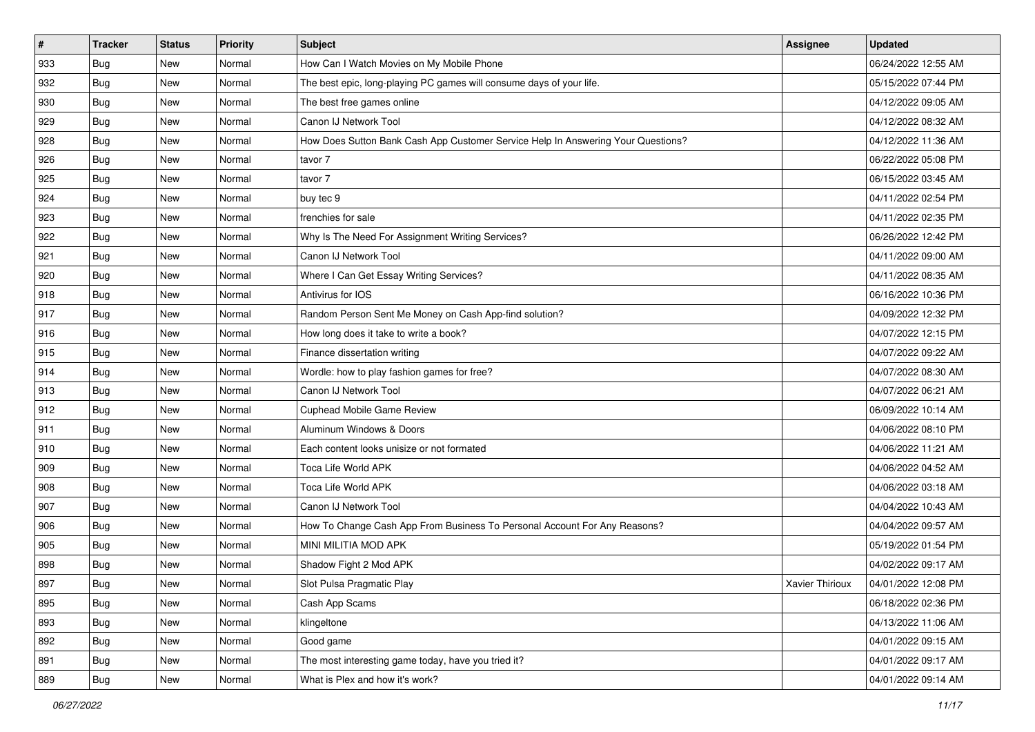| # | Tracker | Status | Priority | Subject | Assignee | Updated |
|---|---|---|---|---|---|---|
| 933 | Bug | New | Normal | How Can I Watch Movies on My Mobile Phone | | 06/24/2022 12:55 AM |
| 932 | Bug | New | Normal | The best epic, long-playing PC games will consume days of your life. | | 05/15/2022 07:44 PM |
| 930 | Bug | New | Normal | The best free games online | | 04/12/2022 09:05 AM |
| 929 | Bug | New | Normal | Canon IJ Network Tool | | 04/12/2022 08:32 AM |
| 928 | Bug | New | Normal | How Does Sutton Bank Cash App Customer Service Help In Answering Your Questions? | | 04/12/2022 11:36 AM |
| 926 | Bug | New | Normal | tavor 7 | | 06/22/2022 05:08 PM |
| 925 | Bug | New | Normal | tavor 7 | | 06/15/2022 03:45 AM |
| 924 | Bug | New | Normal | buy tec 9 | | 04/11/2022 02:54 PM |
| 923 | Bug | New | Normal | frenchies for sale | | 04/11/2022 02:35 PM |
| 922 | Bug | New | Normal | Why Is The Need For Assignment Writing Services? | | 06/26/2022 12:42 PM |
| 921 | Bug | New | Normal | Canon IJ Network Tool | | 04/11/2022 09:00 AM |
| 920 | Bug | New | Normal | Where I Can Get Essay Writing Services? | | 04/11/2022 08:35 AM |
| 918 | Bug | New | Normal | Antivirus for IOS | | 06/16/2022 10:36 PM |
| 917 | Bug | New | Normal | Random Person Sent Me Money on Cash App-find solution? | | 04/09/2022 12:32 PM |
| 916 | Bug | New | Normal | How long does it take to write a book? | | 04/07/2022 12:15 PM |
| 915 | Bug | New | Normal | Finance dissertation writing | | 04/07/2022 09:22 AM |
| 914 | Bug | New | Normal | Wordle: how to play fashion games for free? | | 04/07/2022 08:30 AM |
| 913 | Bug | New | Normal | Canon IJ Network Tool | | 04/07/2022 06:21 AM |
| 912 | Bug | New | Normal | Cuphead Mobile Game Review | | 06/09/2022 10:14 AM |
| 911 | Bug | New | Normal | Aluminum Windows & Doors | | 04/06/2022 08:10 PM |
| 910 | Bug | New | Normal | Each content looks unisize or not formated | | 04/06/2022 11:21 AM |
| 909 | Bug | New | Normal | Toca Life World APK | | 04/06/2022 04:52 AM |
| 908 | Bug | New | Normal | Toca Life World APK | | 04/06/2022 03:18 AM |
| 907 | Bug | New | Normal | Canon IJ Network Tool | | 04/04/2022 10:43 AM |
| 906 | Bug | New | Normal | How To Change Cash App From Business To Personal Account For Any Reasons? | | 04/04/2022 09:57 AM |
| 905 | Bug | New | Normal | MINI MILITIA MOD APK | | 05/19/2022 01:54 PM |
| 898 | Bug | New | Normal | Shadow Fight 2 Mod APK | | 04/02/2022 09:17 AM |
| 897 | Bug | New | Normal | Slot Pulsa Pragmatic Play | Xavier Thirioux | 04/01/2022 12:08 PM |
| 895 | Bug | New | Normal | Cash App Scams | | 06/18/2022 02:36 PM |
| 893 | Bug | New | Normal | klingeltone | | 04/13/2022 11:06 AM |
| 892 | Bug | New | Normal | Good game | | 04/01/2022 09:15 AM |
| 891 | Bug | New | Normal | The most interesting game today, have you tried it? | | 04/01/2022 09:17 AM |
| 889 | Bug | New | Normal | What is Plex and how it's work? | | 04/01/2022 09:14 AM |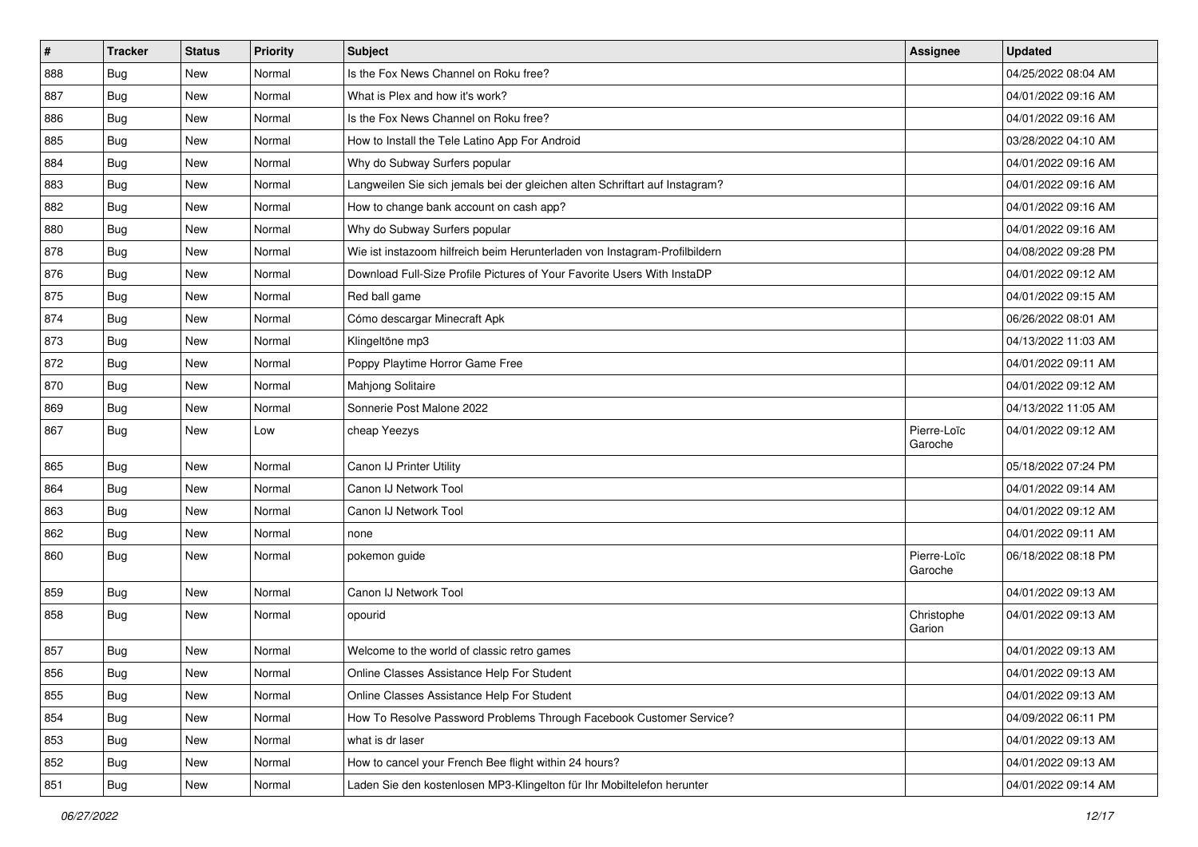| # | Tracker | Status | Priority | Subject | Assignee | Updated |
|---|---|---|---|---|---|---|
| 888 | Bug | New | Normal | Is the Fox News Channel on Roku free? | | 04/25/2022 08:04 AM |
| 887 | Bug | New | Normal | What is Plex and how it's work? | | 04/01/2022 09:16 AM |
| 886 | Bug | New | Normal | Is the Fox News Channel on Roku free? | | 04/01/2022 09:16 AM |
| 885 | Bug | New | Normal | How to Install the Tele Latino App For Android | | 03/28/2022 04:10 AM |
| 884 | Bug | New | Normal | Why do Subway Surfers popular | | 04/01/2022 09:16 AM |
| 883 | Bug | New | Normal | Langweilen Sie sich jemals bei der gleichen alten Schriftart auf Instagram? | | 04/01/2022 09:16 AM |
| 882 | Bug | New | Normal | How to change bank account on cash app? | | 04/01/2022 09:16 AM |
| 880 | Bug | New | Normal | Why do Subway Surfers popular | | 04/01/2022 09:16 AM |
| 878 | Bug | New | Normal | Wie ist instazoom hilfreich beim Herunterladen von Instagram-Profilbildern | | 04/08/2022 09:28 PM |
| 876 | Bug | New | Normal | Download Full-Size Profile Pictures of Your Favorite Users With InstaDP | | 04/01/2022 09:12 AM |
| 875 | Bug | New | Normal | Red ball game | | 04/01/2022 09:15 AM |
| 874 | Bug | New | Normal | Cómo descargar Minecraft Apk | | 06/26/2022 08:01 AM |
| 873 | Bug | New | Normal | Klingeltöne mp3 | | 04/13/2022 11:03 AM |
| 872 | Bug | New | Normal | Poppy Playtime Horror Game Free | | 04/01/2022 09:11 AM |
| 870 | Bug | New | Normal | Mahjong Solitaire | | 04/01/2022 09:12 AM |
| 869 | Bug | New | Normal | Sonnerie Post Malone 2022 | | 04/13/2022 11:05 AM |
| 867 | Bug | New | Low | cheap Yeezys | Pierre-Loïc Garoche | 04/01/2022 09:12 AM |
| 865 | Bug | New | Normal | Canon IJ Printer Utility | | 05/18/2022 07:24 PM |
| 864 | Bug | New | Normal | Canon IJ Network Tool | | 04/01/2022 09:14 AM |
| 863 | Bug | New | Normal | Canon IJ Network Tool | | 04/01/2022 09:12 AM |
| 862 | Bug | New | Normal | none | | 04/01/2022 09:11 AM |
| 860 | Bug | New | Normal | pokemon guide | Pierre-Loïc Garoche | 06/18/2022 08:18 PM |
| 859 | Bug | New | Normal | Canon IJ Network Tool | | 04/01/2022 09:13 AM |
| 858 | Bug | New | Normal | opourid | Christophe Garion | 04/01/2022 09:13 AM |
| 857 | Bug | New | Normal | Welcome to the world of classic retro games | | 04/01/2022 09:13 AM |
| 856 | Bug | New | Normal | Online Classes Assistance Help For Student | | 04/01/2022 09:13 AM |
| 855 | Bug | New | Normal | Online Classes Assistance Help For Student | | 04/01/2022 09:13 AM |
| 854 | Bug | New | Normal | How To Resolve Password Problems Through Facebook Customer Service? | | 04/09/2022 06:11 PM |
| 853 | Bug | New | Normal | what is dr laser | | 04/01/2022 09:13 AM |
| 852 | Bug | New | Normal | How to cancel your French Bee flight within 24 hours? | | 04/01/2022 09:13 AM |
| 851 | Bug | New | Normal | Laden Sie den kostenlosen MP3-Klingelton für Ihr Mobiltelefon herunter | | 04/01/2022 09:14 AM |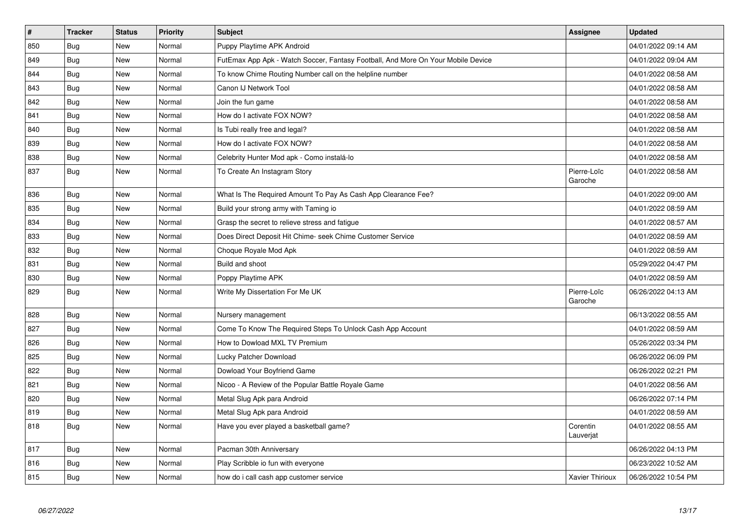| # | Tracker | Status | Priority | Subject | Assignee | Updated |
|---|---|---|---|---|---|---|
| 850 | Bug | New | Normal | Puppy Playtime APK Android | | 04/01/2022 09:14 AM |
| 849 | Bug | New | Normal | FutEmax App Apk - Watch Soccer, Fantasy Football, And More On Your Mobile Device | | 04/01/2022 09:04 AM |
| 844 | Bug | New | Normal | To know Chime Routing Number call on the helpline number | | 04/01/2022 08:58 AM |
| 843 | Bug | New | Normal | Canon IJ Network Tool | | 04/01/2022 08:58 AM |
| 842 | Bug | New | Normal | Join the fun game | | 04/01/2022 08:58 AM |
| 841 | Bug | New | Normal | How do I activate FOX NOW? | | 04/01/2022 08:58 AM |
| 840 | Bug | New | Normal | Is Tubi really free and legal? | | 04/01/2022 08:58 AM |
| 839 | Bug | New | Normal | How do I activate FOX NOW? | | 04/01/2022 08:58 AM |
| 838 | Bug | New | Normal | Celebrity Hunter Mod apk - Como instalá-lo | | 04/01/2022 08:58 AM |
| 837 | Bug | New | Normal | To Create An Instagram Story | Pierre-Loïc Garoche | 04/01/2022 08:58 AM |
| 836 | Bug | New | Normal | What Is The Required Amount To Pay As Cash App Clearance Fee? | | 04/01/2022 09:00 AM |
| 835 | Bug | New | Normal | Build your strong army with Taming io | | 04/01/2022 08:59 AM |
| 834 | Bug | New | Normal | Grasp the secret to relieve stress and fatigue | | 04/01/2022 08:57 AM |
| 833 | Bug | New | Normal | Does Direct Deposit Hit Chime- seek Chime Customer Service | | 04/01/2022 08:59 AM |
| 832 | Bug | New | Normal | Choque Royale Mod Apk | | 04/01/2022 08:59 AM |
| 831 | Bug | New | Normal | Build and shoot | | 05/29/2022 04:47 PM |
| 830 | Bug | New | Normal | Poppy Playtime APK | | 04/01/2022 08:59 AM |
| 829 | Bug | New | Normal | Write My Dissertation For Me UK | Pierre-Loïc Garoche | 06/26/2022 04:13 AM |
| 828 | Bug | New | Normal | Nursery management | | 06/13/2022 08:55 AM |
| 827 | Bug | New | Normal | Come To Know The Required Steps To Unlock Cash App Account | | 04/01/2022 08:59 AM |
| 826 | Bug | New | Normal | How to Dowload MXL TV Premium | | 05/26/2022 03:34 PM |
| 825 | Bug | New | Normal | Lucky Patcher Download | | 06/26/2022 06:09 PM |
| 822 | Bug | New | Normal | Dowload Your Boyfriend Game | | 06/26/2022 02:21 PM |
| 821 | Bug | New | Normal | Nicoo - A Review of the Popular Battle Royale Game | | 04/01/2022 08:56 AM |
| 820 | Bug | New | Normal | Metal Slug Apk para Android | | 06/26/2022 07:14 PM |
| 819 | Bug | New | Normal | Metal Slug Apk para Android | | 04/01/2022 08:59 AM |
| 818 | Bug | New | Normal | Have you ever played a basketball game? | Corentin Lauverjat | 04/01/2022 08:55 AM |
| 817 | Bug | New | Normal | Pacman 30th Anniversary | | 06/26/2022 04:13 PM |
| 816 | Bug | New | Normal | Play Scribble io fun with everyone | | 06/23/2022 10:52 AM |
| 815 | Bug | New | Normal | how do i call cash app customer service | Xavier Thirioux | 06/26/2022 10:54 PM |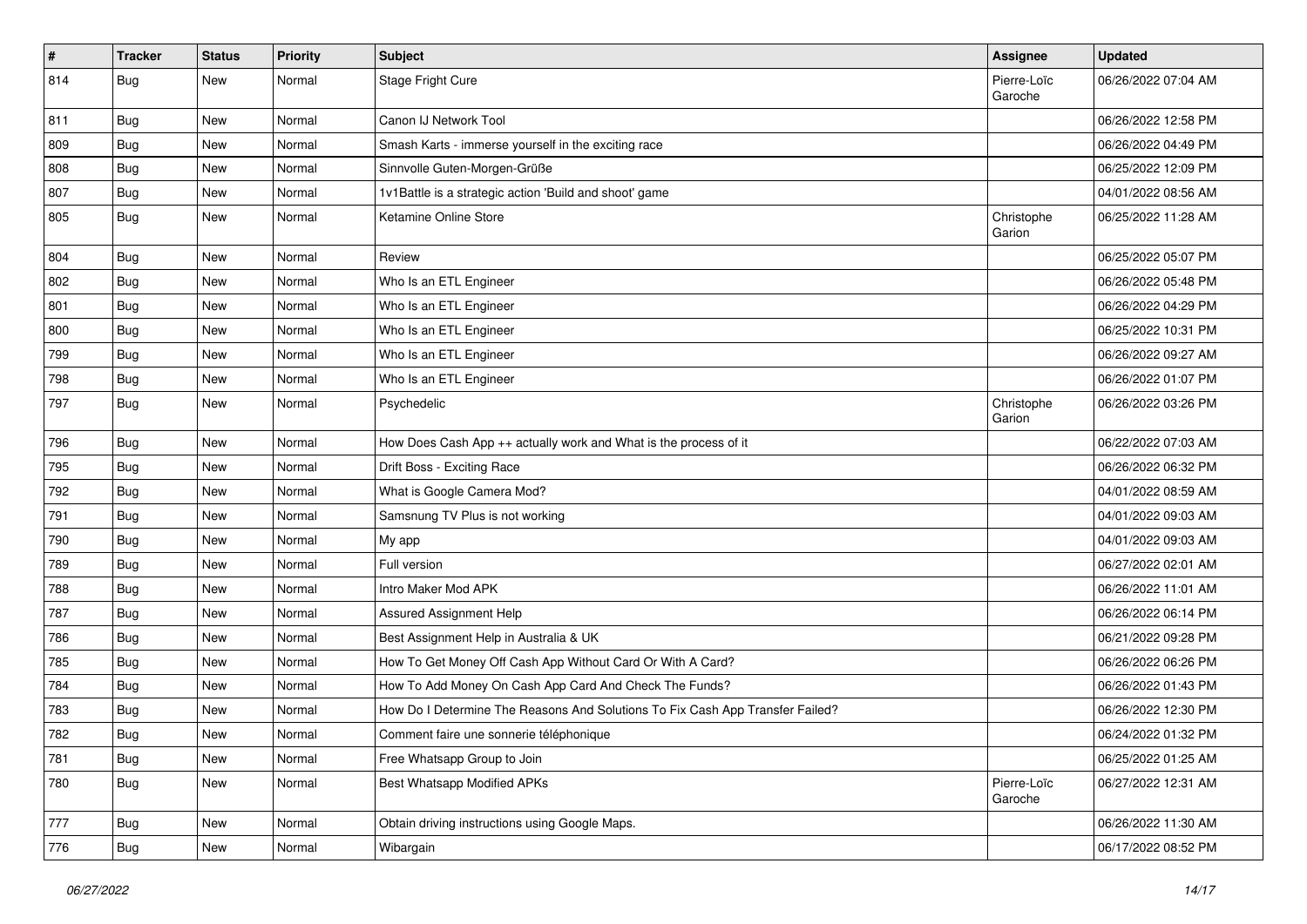| # | Tracker | Status | Priority | Subject | Assignee | Updated |
|---|---|---|---|---|---|---|
| 814 | Bug | New | Normal | Stage Fright Cure | Pierre-Loïc Garoche | 06/26/2022 07:04 AM |
| 811 | Bug | New | Normal | Canon IJ Network Tool | | 06/26/2022 12:58 PM |
| 809 | Bug | New | Normal | Smash Karts - immerse yourself in the exciting race | | 06/26/2022 04:49 PM |
| 808 | Bug | New | Normal | Sinnvolle Guten-Morgen-Grüße | | 06/25/2022 12:09 PM |
| 807 | Bug | New | Normal | 1v1Battle is a strategic action 'Build and shoot' game | | 04/01/2022 08:56 AM |
| 805 | Bug | New | Normal | Ketamine Online Store | Christophe Garion | 06/25/2022 11:28 AM |
| 804 | Bug | New | Normal | Review | | 06/25/2022 05:07 PM |
| 802 | Bug | New | Normal | Who Is an ETL Engineer | | 06/26/2022 05:48 PM |
| 801 | Bug | New | Normal | Who Is an ETL Engineer | | 06/26/2022 04:29 PM |
| 800 | Bug | New | Normal | Who Is an ETL Engineer | | 06/25/2022 10:31 PM |
| 799 | Bug | New | Normal | Who Is an ETL Engineer | | 06/26/2022 09:27 AM |
| 798 | Bug | New | Normal | Who Is an ETL Engineer | | 06/26/2022 01:07 PM |
| 797 | Bug | New | Normal | Psychedelic | Christophe Garion | 06/26/2022 03:26 PM |
| 796 | Bug | New | Normal | How Does Cash App ++ actually work and What is the process of it | | 06/22/2022 07:03 AM |
| 795 | Bug | New | Normal | Drift Boss - Exciting Race | | 06/26/2022 06:32 PM |
| 792 | Bug | New | Normal | What is Google Camera Mod? | | 04/01/2022 08:59 AM |
| 791 | Bug | New | Normal | Samsnung TV Plus is not working | | 04/01/2022 09:03 AM |
| 790 | Bug | New | Normal | My app | | 04/01/2022 09:03 AM |
| 789 | Bug | New | Normal | Full version | | 06/27/2022 02:01 AM |
| 788 | Bug | New | Normal | Intro Maker Mod APK | | 06/26/2022 11:01 AM |
| 787 | Bug | New | Normal | Assured Assignment Help | | 06/26/2022 06:14 PM |
| 786 | Bug | New | Normal | Best Assignment Help in Australia & UK | | 06/21/2022 09:28 PM |
| 785 | Bug | New | Normal | How To Get Money Off Cash App Without Card Or With A Card? | | 06/26/2022 06:26 PM |
| 784 | Bug | New | Normal | How To Add Money On Cash App Card And Check The Funds? | | 06/26/2022 01:43 PM |
| 783 | Bug | New | Normal | How Do I Determine The Reasons And Solutions To Fix Cash App Transfer Failed? | | 06/26/2022 12:30 PM |
| 782 | Bug | New | Normal | Comment faire une sonnerie téléphonique | | 06/24/2022 01:32 PM |
| 781 | Bug | New | Normal | Free Whatsapp Group to Join | | 06/25/2022 01:25 AM |
| 780 | Bug | New | Normal | Best Whatsapp Modified APKs | Pierre-Loïc Garoche | 06/27/2022 12:31 AM |
| 777 | Bug | New | Normal | Obtain driving instructions using Google Maps. | | 06/26/2022 11:30 AM |
| 776 | Bug | New | Normal | Wibargain | | 06/17/2022 08:52 PM |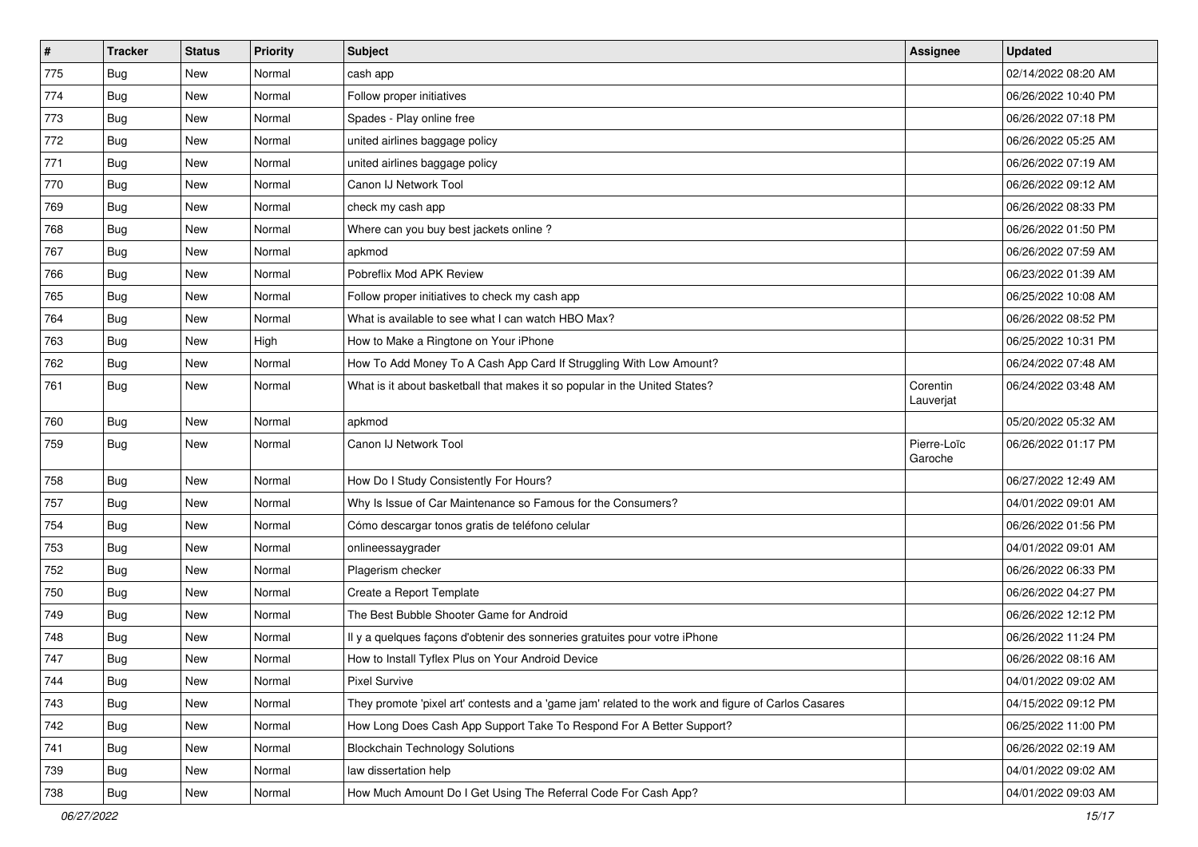| # | Tracker | Status | Priority | Subject | Assignee | Updated |
| --- | --- | --- | --- | --- | --- | --- |
| 775 | Bug | New | Normal | cash app | | 02/14/2022 08:20 AM |
| 774 | Bug | New | Normal | Follow proper initiatives | | 06/26/2022 10:40 PM |
| 773 | Bug | New | Normal | Spades - Play online free | | 06/26/2022 07:18 PM |
| 772 | Bug | New | Normal | united airlines baggage policy | | 06/26/2022 05:25 AM |
| 771 | Bug | New | Normal | united airlines baggage policy | | 06/26/2022 07:19 AM |
| 770 | Bug | New | Normal | Canon IJ Network Tool | | 06/26/2022 09:12 AM |
| 769 | Bug | New | Normal | check my cash app | | 06/26/2022 08:33 PM |
| 768 | Bug | New | Normal | Where can you buy best jackets online ? | | 06/26/2022 01:50 PM |
| 767 | Bug | New | Normal | apkmod | | 06/26/2022 07:59 AM |
| 766 | Bug | New | Normal | Pobreflix Mod APK Review | | 06/23/2022 01:39 AM |
| 765 | Bug | New | Normal | Follow proper initiatives to check my cash app | | 06/25/2022 10:08 AM |
| 764 | Bug | New | Normal | What is available to see what I can watch HBO Max? | | 06/26/2022 08:52 PM |
| 763 | Bug | New | High | How to Make a Ringtone on Your iPhone | | 06/25/2022 10:31 PM |
| 762 | Bug | New | Normal | How To Add Money To A Cash App Card If Struggling With Low Amount? | | 06/24/2022 07:48 AM |
| 761 | Bug | New | Normal | What is it about basketball that makes it so popular in the United States? | Corentin Lauverjat | 06/24/2022 03:48 AM |
| 760 | Bug | New | Normal | apkmod | | 05/20/2022 05:32 AM |
| 759 | Bug | New | Normal | Canon IJ Network Tool | Pierre-Loïc Garoche | 06/26/2022 01:17 PM |
| 758 | Bug | New | Normal | How Do I Study Consistently For Hours? | | 06/27/2022 12:49 AM |
| 757 | Bug | New | Normal | Why Is Issue of Car Maintenance so Famous for the Consumers? | | 04/01/2022 09:01 AM |
| 754 | Bug | New | Normal | Cómo descargar tonos gratis de teléfono celular | | 06/26/2022 01:56 PM |
| 753 | Bug | New | Normal | onlineessaygrader | | 04/01/2022 09:01 AM |
| 752 | Bug | New | Normal | Plagerism checker | | 06/26/2022 06:33 PM |
| 750 | Bug | New | Normal | Create a Report Template | | 06/26/2022 04:27 PM |
| 749 | Bug | New | Normal | The Best Bubble Shooter Game for Android | | 06/26/2022 12:12 PM |
| 748 | Bug | New | Normal | Il y a quelques façons d'obtenir des sonneries gratuites pour votre iPhone | | 06/26/2022 11:24 PM |
| 747 | Bug | New | Normal | How to Install Tyflex Plus on Your Android Device | | 06/26/2022 08:16 AM |
| 744 | Bug | New | Normal | Pixel Survive | | 04/01/2022 09:02 AM |
| 743 | Bug | New | Normal | They promote 'pixel art' contests and a 'game jam' related to the work and figure of Carlos Casares | | 04/15/2022 09:12 PM |
| 742 | Bug | New | Normal | How Long Does Cash App Support Take To Respond For A Better Support? | | 06/25/2022 11:00 PM |
| 741 | Bug | New | Normal | Blockchain Technology Solutions | | 06/26/2022 02:19 AM |
| 739 | Bug | New | Normal | law dissertation help | | 04/01/2022 09:02 AM |
| 738 | Bug | New | Normal | How Much Amount Do I Get Using The Referral Code For Cash App? | | 04/01/2022 09:03 AM |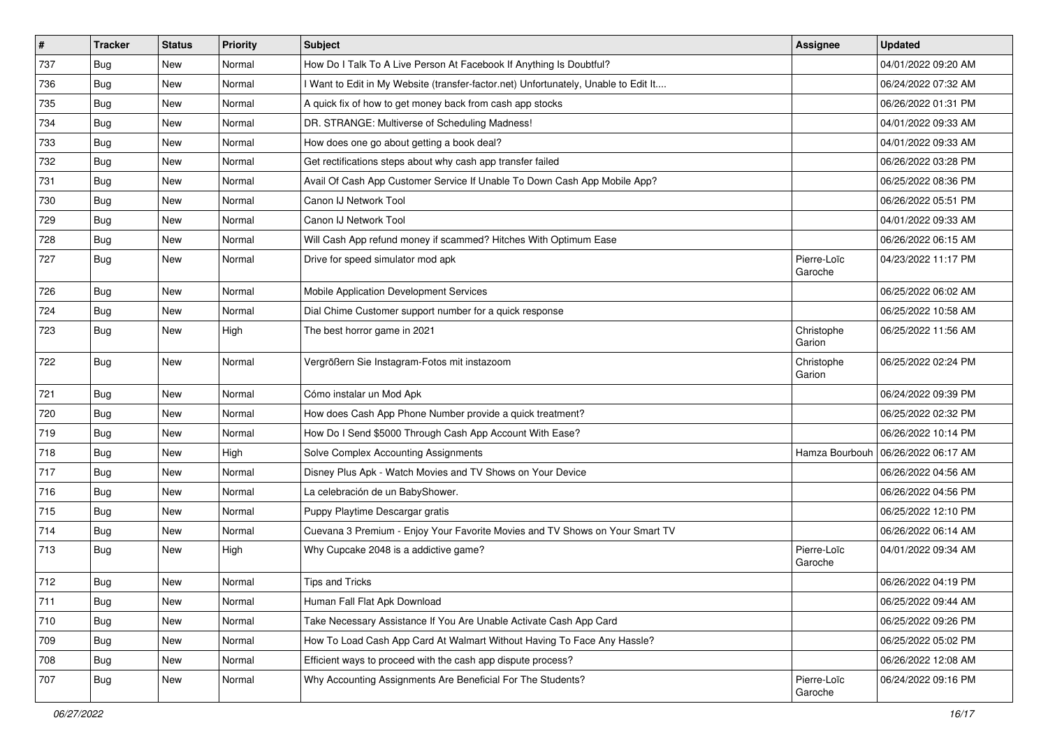| # | Tracker | Status | Priority | Subject | Assignee | Updated |
|---|---|---|---|---|---|---|
| 737 | Bug | New | Normal | How Do I Talk To A Live Person At Facebook If Anything Is Doubtful? | | 04/01/2022 09:20 AM |
| 736 | Bug | New | Normal | I Want to Edit in My Website (transfer-factor.net) Unfortunately, Unable to Edit It.... | | 06/24/2022 07:32 AM |
| 735 | Bug | New | Normal | A quick fix of how to get money back from cash app stocks | | 06/26/2022 01:31 PM |
| 734 | Bug | New | Normal | DR. STRANGE: Multiverse of Scheduling Madness! | | 04/01/2022 09:33 AM |
| 733 | Bug | New | Normal | How does one go about getting a book deal? | | 04/01/2022 09:33 AM |
| 732 | Bug | New | Normal | Get rectifications steps about why cash app transfer failed | | 06/26/2022 03:28 PM |
| 731 | Bug | New | Normal | Avail Of Cash App Customer Service If Unable To Down Cash App Mobile App? | | 06/25/2022 08:36 PM |
| 730 | Bug | New | Normal | Canon IJ Network Tool | | 06/26/2022 05:51 PM |
| 729 | Bug | New | Normal | Canon IJ Network Tool | | 04/01/2022 09:33 AM |
| 728 | Bug | New | Normal | Will Cash App refund money if scammed? Hitches With Optimum Ease | | 06/26/2022 06:15 AM |
| 727 | Bug | New | Normal | Drive for speed simulator mod apk | Pierre-Loïc Garoche | 04/23/2022 11:17 PM |
| 726 | Bug | New | Normal | Mobile Application Development Services | | 06/25/2022 06:02 AM |
| 724 | Bug | New | Normal | Dial Chime Customer support number for a quick response | | 06/25/2022 10:58 AM |
| 723 | Bug | New | High | The best horror game in 2021 | Christophe Garion | 06/25/2022 11:56 AM |
| 722 | Bug | New | Normal | Vergrößern Sie Instagram-Fotos mit instazoom | Christophe Garion | 06/25/2022 02:24 PM |
| 721 | Bug | New | Normal | Cómo instalar un Mod Apk | | 06/24/2022 09:39 PM |
| 720 | Bug | New | Normal | How does Cash App Phone Number provide a quick treatment? | | 06/25/2022 02:32 PM |
| 719 | Bug | New | Normal | How Do I Send $5000 Through Cash App Account With Ease? | | 06/26/2022 10:14 PM |
| 718 | Bug | New | High | Solve Complex Accounting Assignments | Hamza Bourbouh | 06/26/2022 06:17 AM |
| 717 | Bug | New | Normal | Disney Plus Apk - Watch Movies and TV Shows on Your Device | | 06/26/2022 04:56 AM |
| 716 | Bug | New | Normal | La celebración de un BabyShower. | | 06/26/2022 04:56 PM |
| 715 | Bug | New | Normal | Puppy Playtime Descargar gratis | | 06/25/2022 12:10 PM |
| 714 | Bug | New | Normal | Cuevana 3 Premium - Enjoy Your Favorite Movies and TV Shows on Your Smart TV | | 06/26/2022 06:14 AM |
| 713 | Bug | New | High | Why Cupcake 2048 is a addictive game? | Pierre-Loïc Garoche | 04/01/2022 09:34 AM |
| 712 | Bug | New | Normal | Tips and Tricks | | 06/26/2022 04:19 PM |
| 711 | Bug | New | Normal | Human Fall Flat Apk Download | | 06/25/2022 09:44 AM |
| 710 | Bug | New | Normal | Take Necessary Assistance If You Are Unable Activate Cash App Card | | 06/25/2022 09:26 PM |
| 709 | Bug | New | Normal | How To Load Cash App Card At Walmart Without Having To Face Any Hassle? | | 06/25/2022 05:02 PM |
| 708 | Bug | New | Normal | Efficient ways to proceed with the cash app dispute process? | | 06/26/2022 12:08 AM |
| 707 | Bug | New | Normal | Why Accounting Assignments Are Beneficial For The Students? | Pierre-Loïc Garoche | 06/24/2022 09:16 PM |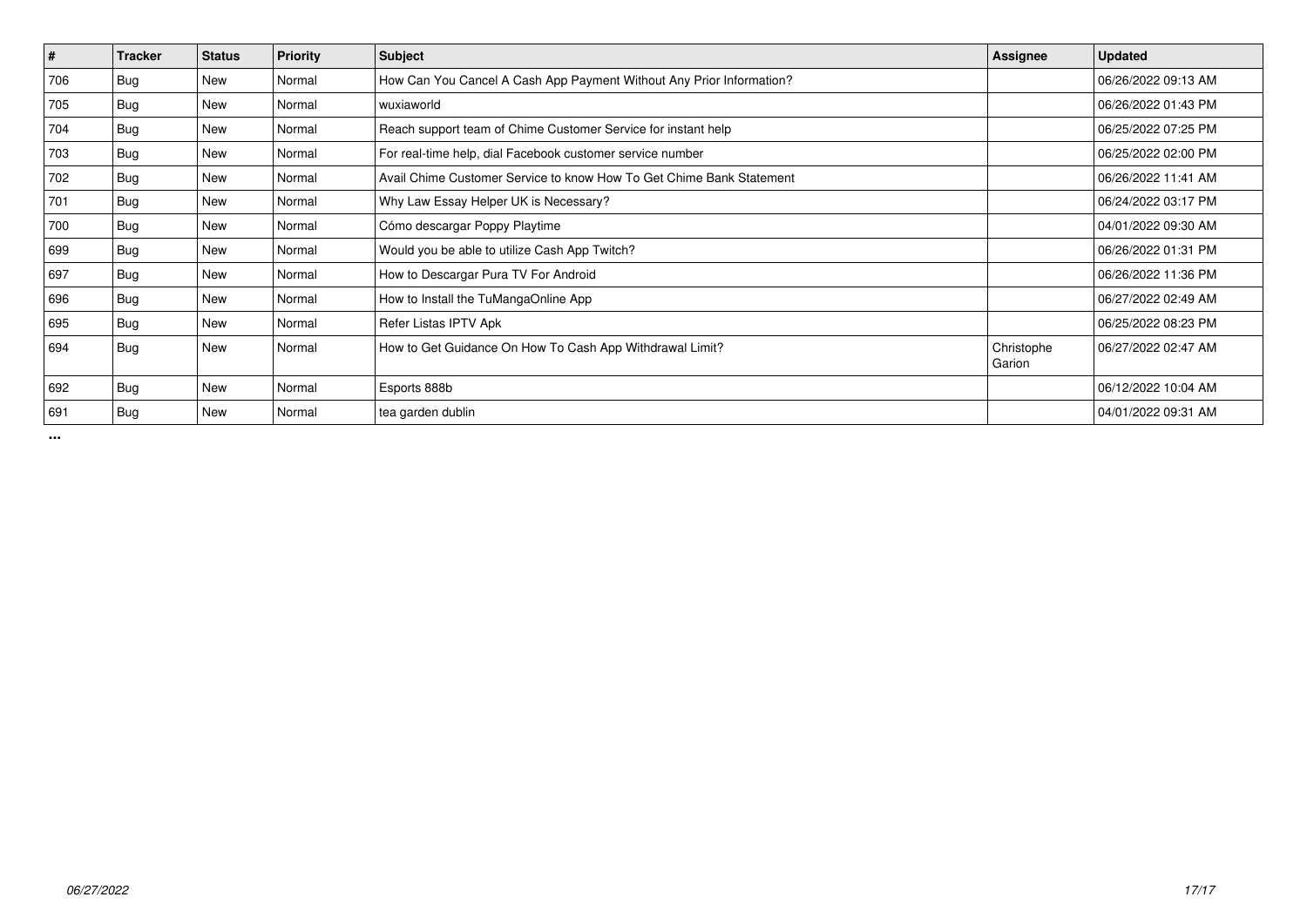| # | Tracker | Status | Priority | Subject | Assignee | Updated |
|---|---|---|---|---|---|---|
| 706 | Bug | New | Normal | How Can You Cancel A Cash App Payment Without Any Prior Information? | | 06/26/2022 09:13 AM |
| 705 | Bug | New | Normal | wuxiaworld | | 06/26/2022 01:43 PM |
| 704 | Bug | New | Normal | Reach support team of Chime Customer Service for instant help | | 06/25/2022 07:25 PM |
| 703 | Bug | New | Normal | For real-time help, dial Facebook customer service number | | 06/25/2022 02:00 PM |
| 702 | Bug | New | Normal | Avail Chime Customer Service to know How To Get Chime Bank Statement | | 06/26/2022 11:41 AM |
| 701 | Bug | New | Normal | Why Law Essay Helper UK is Necessary? | | 06/24/2022 03:17 PM |
| 700 | Bug | New | Normal | Cómo descargar Poppy Playtime | | 04/01/2022 09:30 AM |
| 699 | Bug | New | Normal | Would you be able to utilize Cash App Twitch? | | 06/26/2022 01:31 PM |
| 697 | Bug | New | Normal | How to Descargar Pura TV For Android | | 06/26/2022 11:36 PM |
| 696 | Bug | New | Normal | How to Install the TuMangaOnline App | | 06/27/2022 02:49 AM |
| 695 | Bug | New | Normal | Refer Listas IPTV Apk | | 06/25/2022 08:23 PM |
| 694 | Bug | New | Normal | How to Get Guidance On How To Cash App Withdrawal Limit? | Christophe Garion | 06/27/2022 02:47 AM |
| 692 | Bug | New | Normal | Esports 888b | | 06/12/2022 10:04 AM |
| 691 | Bug | New | Normal | tea garden dublin | | 04/01/2022 09:31 AM |

...